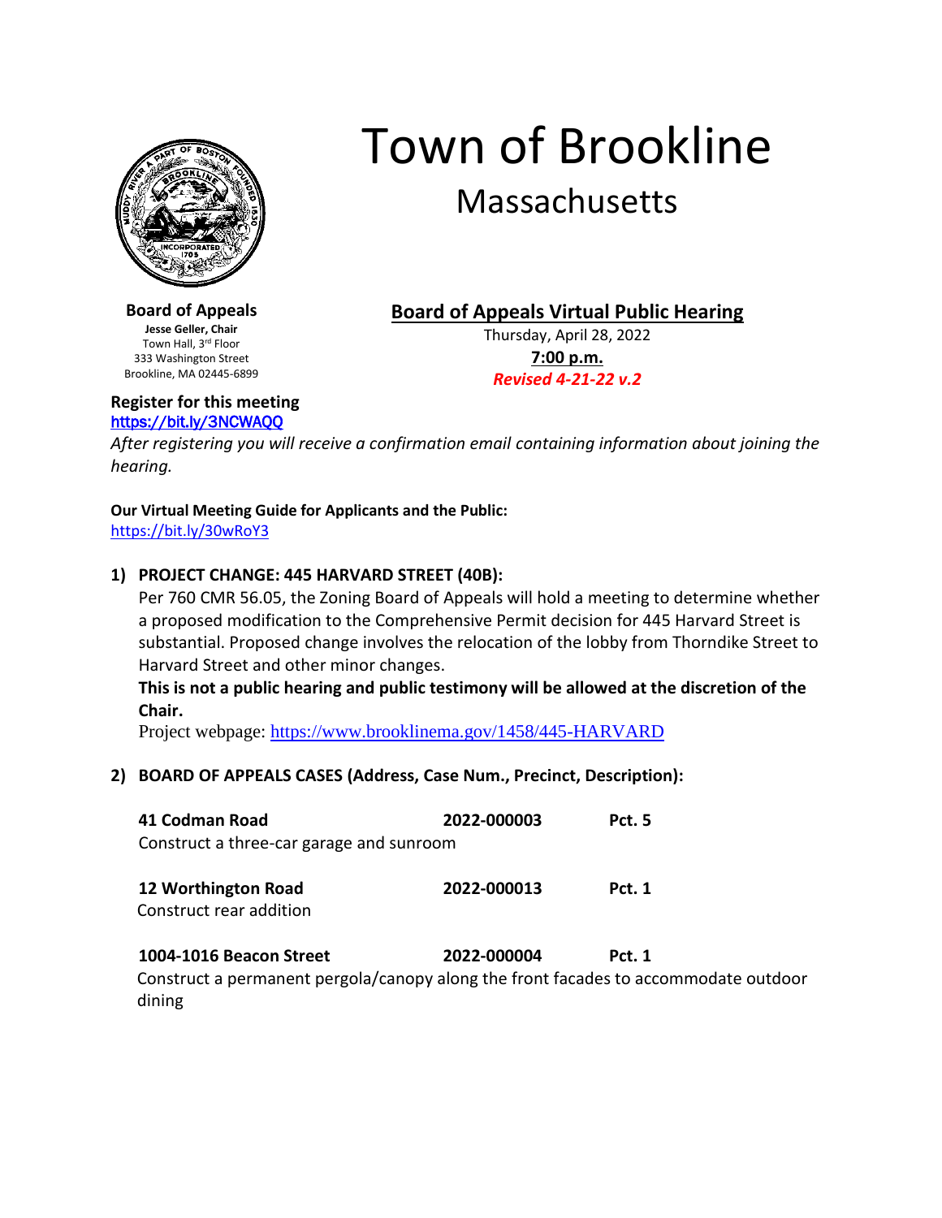# Town of Brookline

## Massachusetts

**Board of Appeals**
**Jesse Geller, Chair**
Town Hall, 3rd Floor
333 Washington Street
Brookline, MA 02445-6899

## Board of Appeals Virtual Public Hearing

Thursday, April 28, 2022
**7:00 p.m.**
***Revised 4-21-22 v.2***

**Register for this meeting**
https://bit.ly/3NCWAQQ

*After registering you will receive a confirmation email containing information about joining the hearing.*

**Our Virtual Meeting Guide for Applicants and the Public:**
https://bit.ly/30wRoY3

1) **PROJECT CHANGE: 445 HARVARD STREET (40B):**
   Per 760 CMR 56.05, the Zoning Board of Appeals will hold a meeting to determine whether a proposed modification to the Comprehensive Permit decision for 445 Harvard Street is substantial. Proposed change involves the relocation of the lobby from Thorndike Street to Harvard Street and other minor changes.
   **This is not a public hearing and public testimony will be allowed at the discretion of the Chair.**
   Project webpage: https://www.brooklinema.gov/1458/445-HARVARD

2) **BOARD OF APPEALS CASES (Address, Case Num., Precinct, Description):**

   **41 Codman Road** — **2022-000003** — **Pct. 5**
   Construct a three-car garage and sunroom

   **12 Worthington Road** — **2022-000013** — **Pct. 1**
   Construct rear addition

   **1004-1016 Beacon Street** — **2022-000004** — **Pct. 1**
   Construct a permanent pergola/canopy along the front facades to accommodate outdoor dining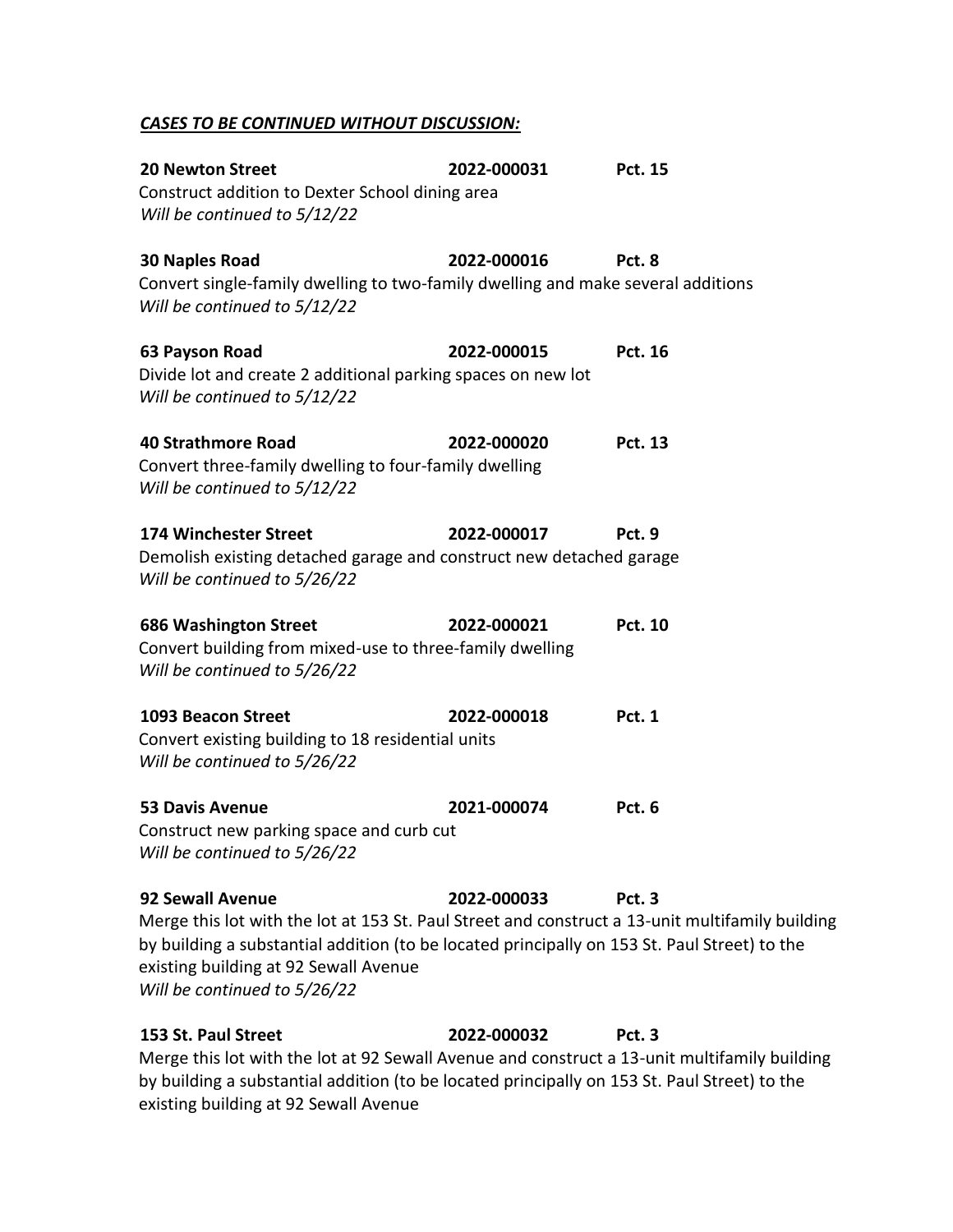***CASES TO BE CONTINUED WITHOUT DISCUSSION:***

**20 Newton Street** **2022-000031** **Pct. 15**
Construct addition to Dexter School dining area
*Will be continued to 5/12/22*

**30 Naples Road** **2022-000016** **Pct. 8**
Convert single-family dwelling to two-family dwelling and make several additions
*Will be continued to 5/12/22*

**63 Payson Road** **2022-000015** **Pct. 16**
Divide lot and create 2 additional parking spaces on new lot
*Will be continued to 5/12/22*

**40 Strathmore Road** **2022-000020** **Pct. 13**
Convert three-family dwelling to four-family dwelling
*Will be continued to 5/12/22*

**174 Winchester Street** **2022-000017** **Pct. 9**
Demolish existing detached garage and construct new detached garage
*Will be continued to 5/26/22*

**686 Washington Street** **2022-000021** **Pct. 10**
Convert building from mixed-use to three-family dwelling
*Will be continued to 5/26/22*

**1093 Beacon Street** **2022-000018** **Pct. 1**
Convert existing building to 18 residential units
*Will be continued to 5/26/22*

**53 Davis Avenue** **2021-000074** **Pct. 6**
Construct new parking space and curb cut
*Will be continued to 5/26/22*

**92 Sewall Avenue** **2022-000033** **Pct. 3**
Merge this lot with the lot at 153 St. Paul Street and construct a 13-unit multifamily building by building a substantial addition (to be located principally on 153 St. Paul Street) to the existing building at 92 Sewall Avenue
*Will be continued to 5/26/22*

**153 St. Paul Street** **2022-000032** **Pct. 3**
Merge this lot with the lot at 92 Sewall Avenue and construct a 13-unit multifamily building by building a substantial addition (to be located principally on 153 St. Paul Street) to the existing building at 92 Sewall Avenue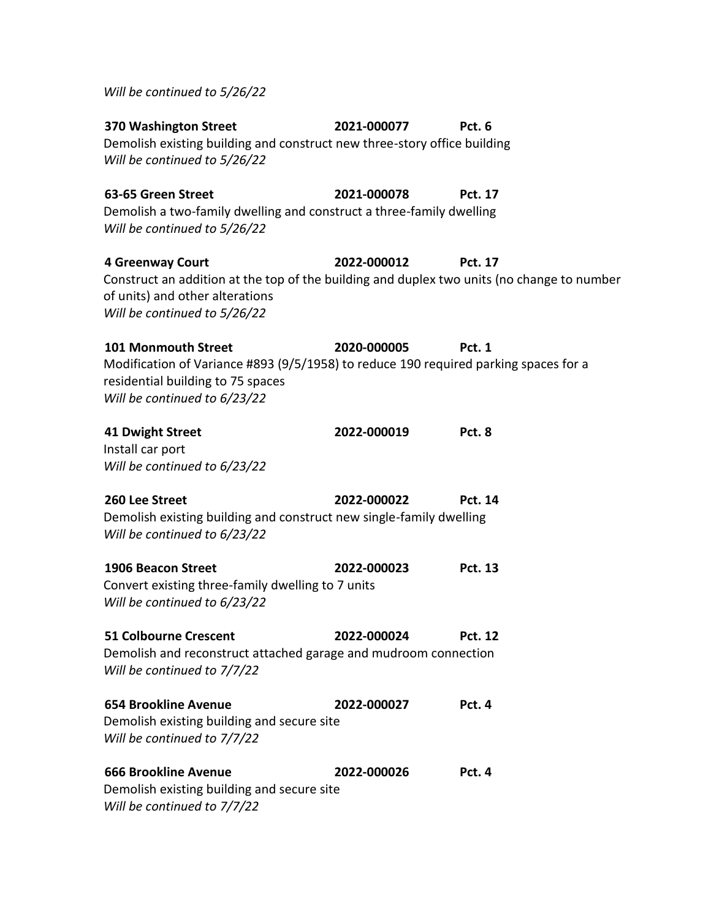*Will be continued to 5/26/22*

**370 Washington Street** **2021-000077** **Pct. 6**
Demolish existing building and construct new three-story office building
*Will be continued to 5/26/22*

**63-65 Green Street** **2021-000078** **Pct. 17**
Demolish a two-family dwelling and construct a three-family dwelling
*Will be continued to 5/26/22*

**4 Greenway Court** **2022-000012** **Pct. 17**
Construct an addition at the top of the building and duplex two units (no change to number of units) and other alterations
*Will be continued to 5/26/22*

**101 Monmouth Street** **2020-000005** **Pct. 1**
Modification of Variance #893 (9/5/1958) to reduce 190 required parking spaces for a residential building to 75 spaces
*Will be continued to 6/23/22*

**41 Dwight Street** **2022-000019** **Pct. 8**
Install car port
*Will be continued to 6/23/22*

**260 Lee Street** **2022-000022** **Pct. 14**
Demolish existing building and construct new single-family dwelling
*Will be continued to 6/23/22*

**1906 Beacon Street** **2022-000023** **Pct. 13**
Convert existing three-family dwelling to 7 units
*Will be continued to 6/23/22*

**51 Colbourne Crescent** **2022-000024** **Pct. 12**
Demolish and reconstruct attached garage and mudroom connection
*Will be continued to 7/7/22*

**654 Brookline Avenue** **2022-000027** **Pct. 4**
Demolish existing building and secure site
*Will be continued to 7/7/22*

**666 Brookline Avenue** **2022-000026** **Pct. 4**
Demolish existing building and secure site
*Will be continued to 7/7/22*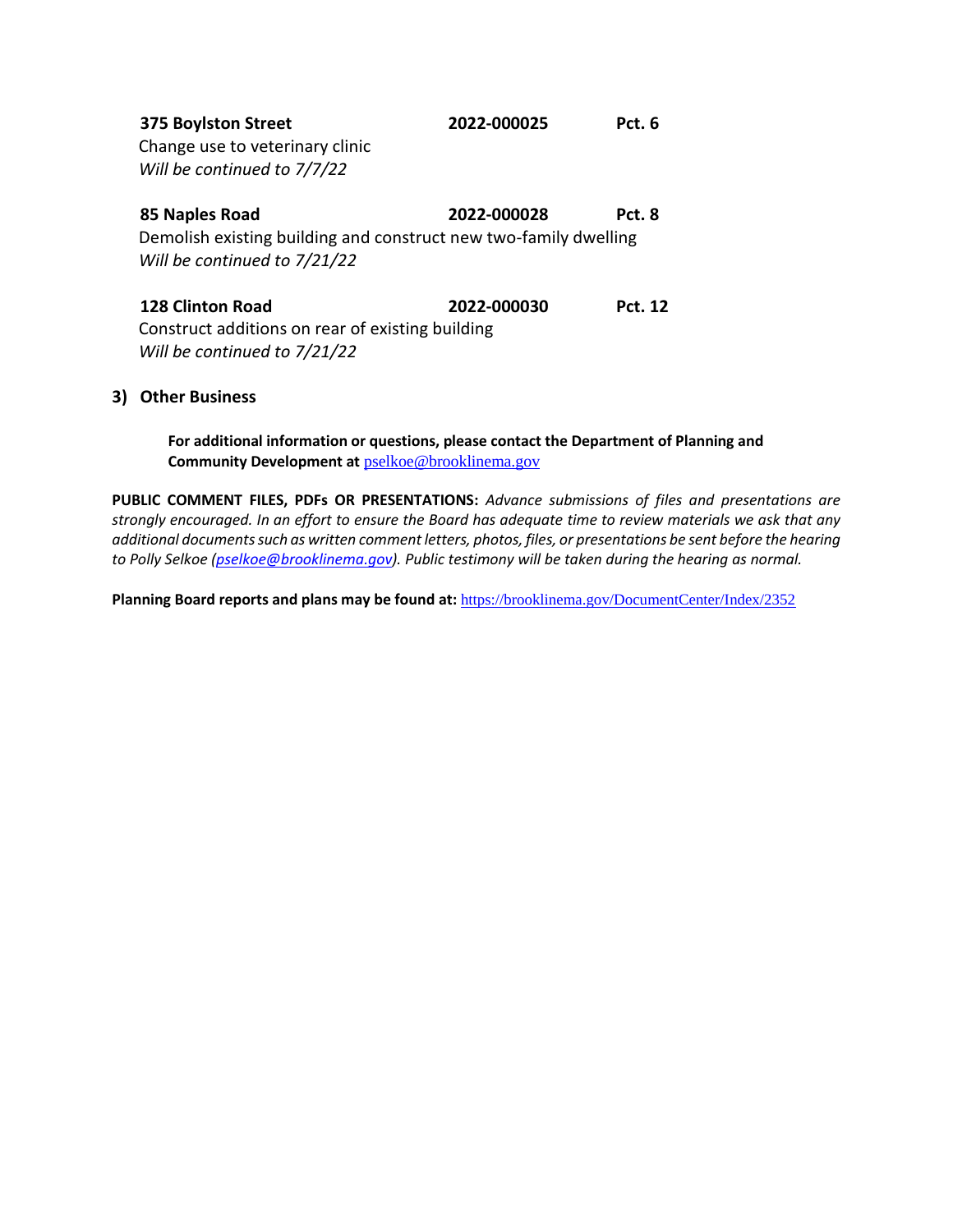**375 Boylston Street** **2022-000025** **Pct. 6**
Change use to veterinary clinic
*Will be continued to 7/7/22*

**85 Naples Road** **2022-000028** **Pct. 8**
Demolish existing building and construct new two-family dwelling
*Will be continued to 7/21/22*

**128 Clinton Road** **2022-000030** **Pct. 12**
Construct additions on rear of existing building
*Will be continued to 7/21/22*

## 3) Other Business

**For additional information or questions, please contact the Department of Planning and Community Development at** pselkoe@brooklinema.gov

**PUBLIC COMMENT FILES, PDFs OR PRESENTATIONS:** *Advance submissions of files and presentations are strongly encouraged. In an effort to ensure the Board has adequate time to review materials we ask that any additional documents such as written comment letters, photos, files, or presentations be sent before the hearing to Polly Selkoe (pselkoe@brooklinema.gov). Public testimony will be taken during the hearing as normal.*

**Planning Board reports and plans may be found at:** https://brooklinema.gov/DocumentCenter/Index/2352